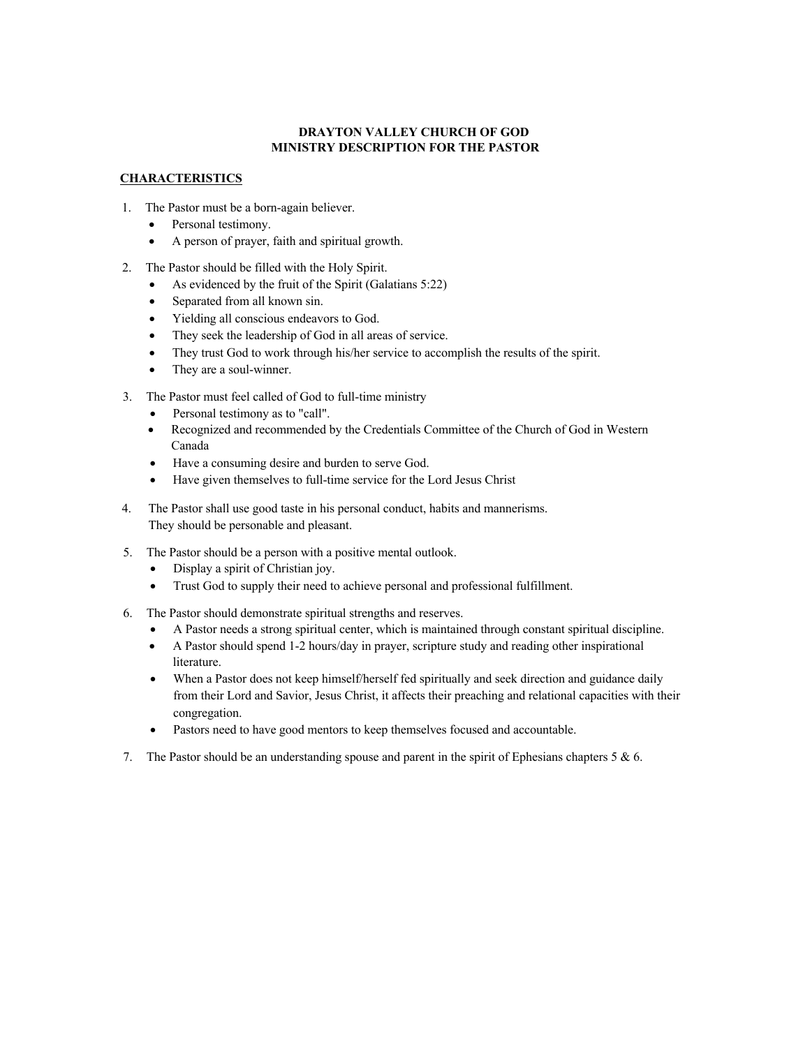# DRAYTON VALLEY CHURCH OF GOD
# MINISTRY DESCRIPTION FOR THE PASTOR

## CHARACTERISTICS

1. The Pastor must be a born-again believer.
   - Personal testimony.
   - A person of prayer, faith and spiritual growth.

2. The Pastor should be filled with the Holy Spirit.
   - As evidenced by the fruit of the Spirit (Galatians 5:22)
   - Separated from all known sin.
   - Yielding all conscious endeavors to God.
   - They seek the leadership of God in all areas of service.
   - They trust God to work through his/her service to accomplish the results of the spirit.
   - They are a soul-winner.

3. The Pastor must feel called of God to full-time ministry
   - Personal testimony as to "call".
   - Recognized and recommended by the Credentials Committee of the Church of God in Western Canada
   - Have a consuming desire and burden to serve God.
   - Have given themselves to full-time service for the Lord Jesus Christ

4. The Pastor shall use good taste in his personal conduct, habits and mannerisms. They should be personable and pleasant.

5. The Pastor should be a person with a positive mental outlook.
   - Display a spirit of Christian joy.
   - Trust God to supply their need to achieve personal and professional fulfillment.

6. The Pastor should demonstrate spiritual strengths and reserves.
   - A Pastor needs a strong spiritual center, which is maintained through constant spiritual discipline.
   - A Pastor should spend 1-2 hours/day in prayer, scripture study and reading other inspirational literature.
   - When a Pastor does not keep himself/herself fed spiritually and seek direction and guidance daily from their Lord and Savior, Jesus Christ, it affects their preaching and relational capacities with their congregation.
   - Pastors need to have good mentors to keep themselves focused and accountable.

7. The Pastor should be an understanding spouse and parent in the spirit of Ephesians chapters 5 & 6.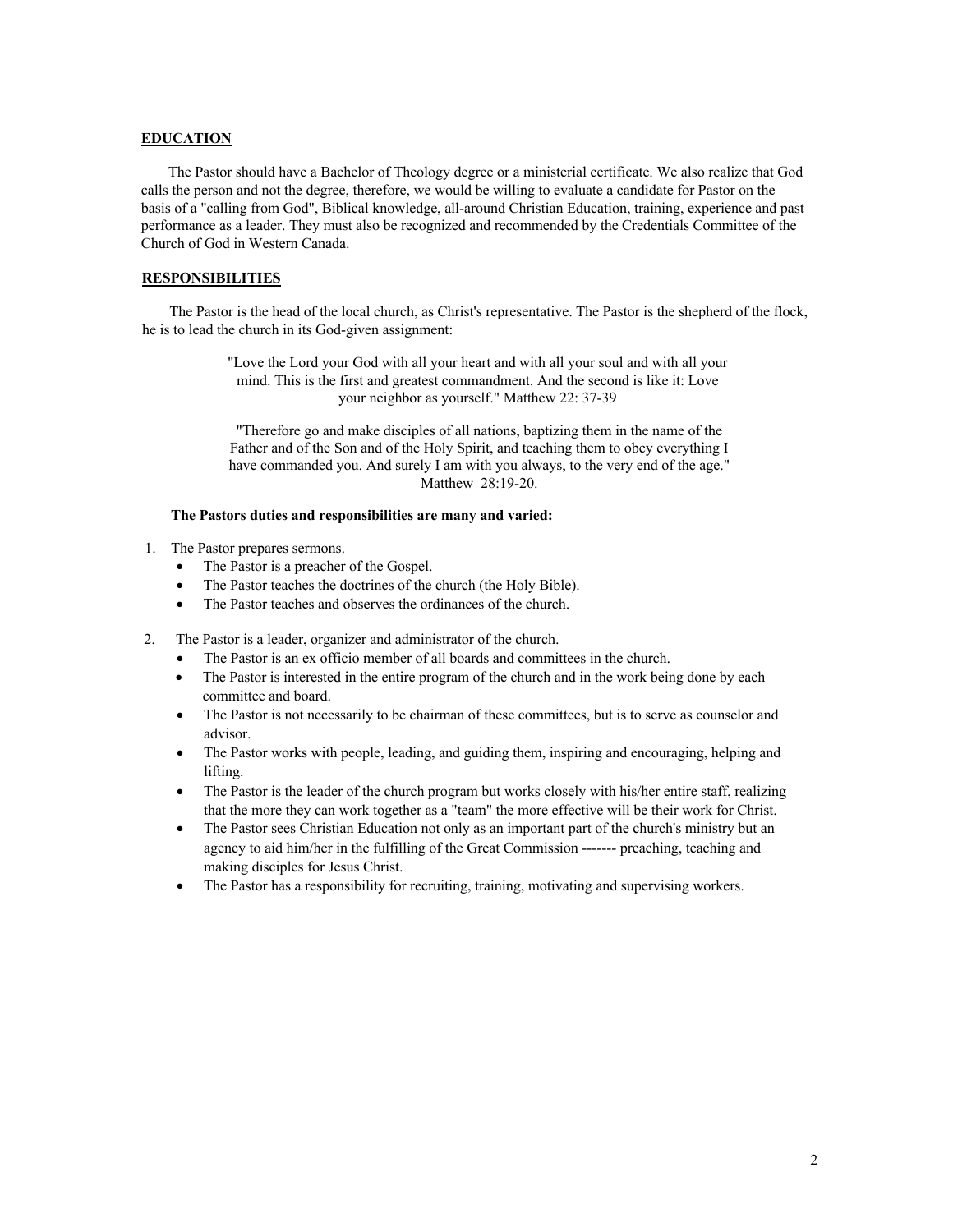## EDUCATION

The Pastor should have a Bachelor of Theology degree or a ministerial certificate. We also realize that God calls the person and not the degree, therefore, we would be willing to evaluate a candidate for Pastor on the basis of a "calling from God", Biblical knowledge, all-around Christian Education, training, experience and past performance as a leader. They must also be recognized and recommended by the Credentials Committee of the Church of God in Western Canada.

## RESPONSIBILITIES

The Pastor is the head of the local church, as Christ's representative. The Pastor is the shepherd of the flock, he is to lead the church in its God-given assignment:

> "Love the Lord your God with all your heart and with all your soul and with all your mind. This is the first and greatest commandment. And the second is like it: Love your neighbor as yourself." Matthew 22: 37-39

> "Therefore go and make disciples of all nations, baptizing them in the name of the Father and of the Son and of the Holy Spirit, and teaching them to obey everything I have commanded you. And surely I am with you always, to the very end of the age." Matthew 28:19-20.

**The Pastors duties and responsibilities are many and varied:**

1. The Pastor prepares sermons.
   - The Pastor is a preacher of the Gospel.
   - The Pastor teaches the doctrines of the church (the Holy Bible).
   - The Pastor teaches and observes the ordinances of the church.

2. The Pastor is a leader, organizer and administrator of the church.
   - The Pastor is an ex officio member of all boards and committees in the church.
   - The Pastor is interested in the entire program of the church and in the work being done by each committee and board.
   - The Pastor is not necessarily to be chairman of these committees, but is to serve as counselor and advisor.
   - The Pastor works with people, leading, and guiding them, inspiring and encouraging, helping and lifting.
   - The Pastor is the leader of the church program but works closely with his/her entire staff, realizing that the more they can work together as a "team" the more effective will be their work for Christ.
   - The Pastor sees Christian Education not only as an important part of the church's ministry but an agency to aid him/her in the fulfilling of the Great Commission ------- preaching, teaching and making disciples for Jesus Christ.
   - The Pastor has a responsibility for recruiting, training, motivating and supervising workers.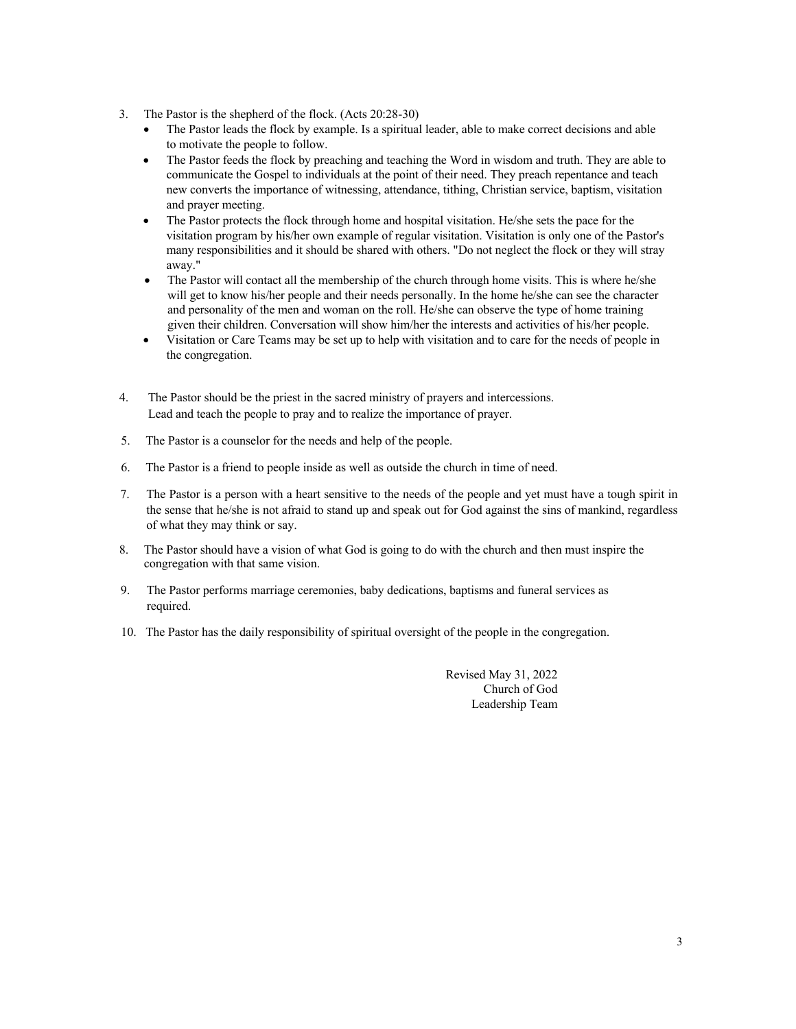3. The Pastor is the shepherd of the flock. (Acts 20:28-30)
    - The Pastor leads the flock by example. Is a spiritual leader, able to make correct decisions and able to motivate the people to follow.
    - The Pastor feeds the flock by preaching and teaching the Word in wisdom and truth. They are able to communicate the Gospel to individuals at the point of their need. They preach repentance and teach new converts the importance of witnessing, attendance, tithing, Christian service, baptism, visitation and prayer meeting.
    - The Pastor protects the flock through home and hospital visitation. He/she sets the pace for the visitation program by his/her own example of regular visitation. Visitation is only one of the Pastor's many responsibilities and it should be shared with others. "Do not neglect the flock or they will stray away."
    - The Pastor will contact all the membership of the church through home visits. This is where he/she will get to know his/her people and their needs personally. In the home he/she can see the character and personality of the men and woman on the roll. He/she can observe the type of home training given their children. Conversation will show him/her the interests and activities of his/her people.
    - Visitation or Care Teams may be set up to help with visitation and to care for the needs of people in the congregation.

4. The Pastor should be the priest in the sacred ministry of prayers and intercessions. Lead and teach the people to pray and to realize the importance of prayer.

5. The Pastor is a counselor for the needs and help of the people.

6. The Pastor is a friend to people inside as well as outside the church in time of need.

7. The Pastor is a person with a heart sensitive to the needs of the people and yet must have a tough spirit in the sense that he/she is not afraid to stand up and speak out for God against the sins of mankind, regardless of what they may think or say.

8. The Pastor should have a vision of what God is going to do with the church and then must inspire the congregation with that same vision.

9. The Pastor performs marriage ceremonies, baby dedications, baptisms and funeral services as required.

10. The Pastor has the daily responsibility of spiritual oversight of the people in the congregation.

Revised May 31, 2022
Church of God
Leadership Team